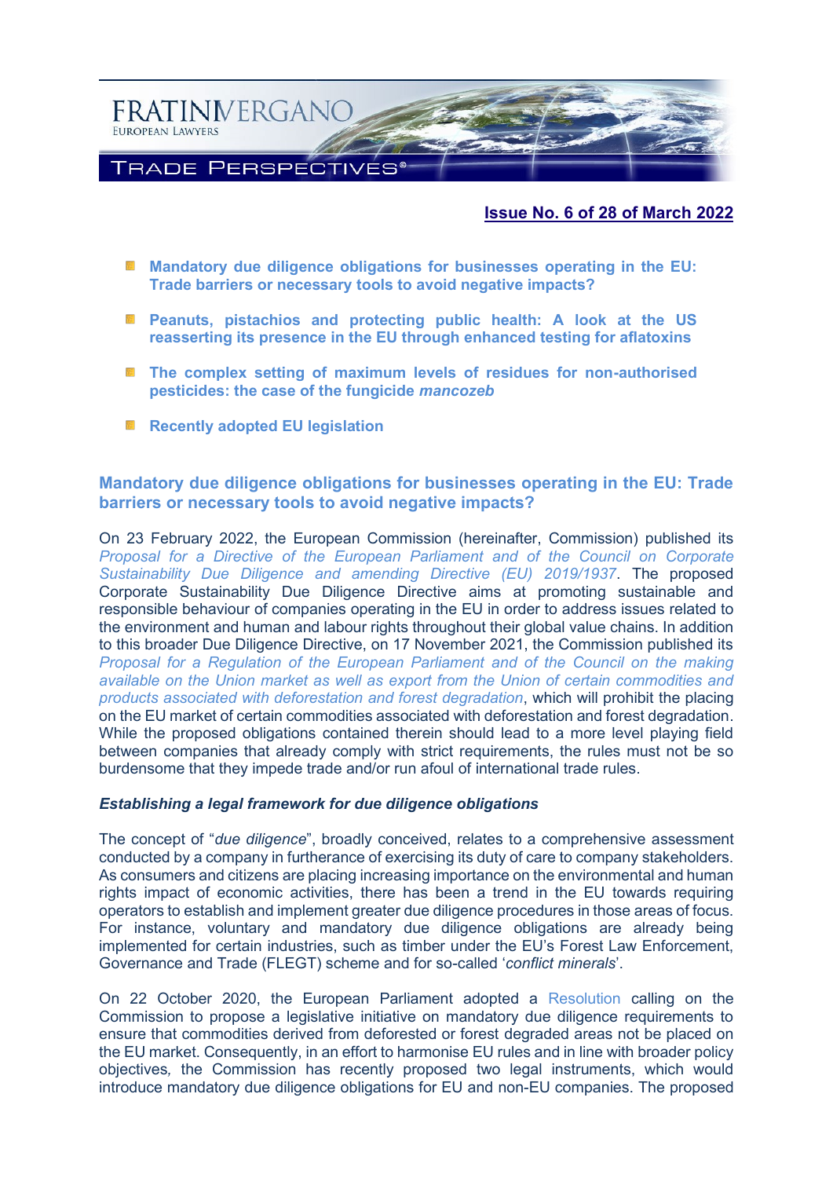**Issue No. 6 of 28 of March 2022**

- **Mandatory due diligence obligations for businesses operating in the EU: Trade barriers or necessary tools to avoid negative impacts?**
- **Peanuts, pistachios and protecting public health: A look at the US reasserting its presence in the EU through enhanced testing for aflatoxins**
- **The complex setting of maximum levels of residues for non-authorised pesticides: the case of the fungicide *mancozeb***
- **Recently adopted EU legislation**

## Mandatory due diligence obligations for businesses operating in the EU: Trade barriers or necessary tools to avoid negative impacts?

On 23 February 2022, the European Commission (hereinafter, Commission) published its *Proposal for a Directive of the European Parliament and of the Council on Corporate Sustainability Due Diligence and amending Directive (EU) 2019/1937*. The proposed Corporate Sustainability Due Diligence Directive aims at promoting sustainable and responsible behaviour of companies operating in the EU in order to address issues related to the environment and human and labour rights throughout their global value chains. In addition to this broader Due Diligence Directive, on 17 November 2021, the Commission published its *Proposal for a Regulation of the European Parliament and of the Council on the making available on the Union market as well as export from the Union of certain commodities and products associated with deforestation and forest degradation*, which will prohibit the placing on the EU market of certain commodities associated with deforestation and forest degradation. While the proposed obligations contained therein should lead to a more level playing field between companies that already comply with strict requirements, the rules must not be so burdensome that they impede trade and/or run afoul of international trade rules.

### *Establishing a legal framework for due diligence obligations*

The concept of "*due diligence*", broadly conceived, relates to a comprehensive assessment conducted by a company in furtherance of exercising its duty of care to company stakeholders. As consumers and citizens are placing increasing importance on the environmental and human rights impact of economic activities, there has been a trend in the EU towards requiring operators to establish and implement greater due diligence procedures in those areas of focus. For instance, voluntary and mandatory due diligence obligations are already being implemented for certain industries, such as timber under the EU's Forest Law Enforcement, Governance and Trade (FLEGT) scheme and for so-called '*conflict minerals*'.

On 22 October 2020, the European Parliament adopted a Resolution calling on the Commission to propose a legislative initiative on mandatory due diligence requirements to ensure that commodities derived from deforested or forest degraded areas not be placed on the EU market. Consequently, in an effort to harmonise EU rules and in line with broader policy objectives, the Commission has recently proposed two legal instruments, which would introduce mandatory due diligence obligations for EU and non-EU companies. The proposed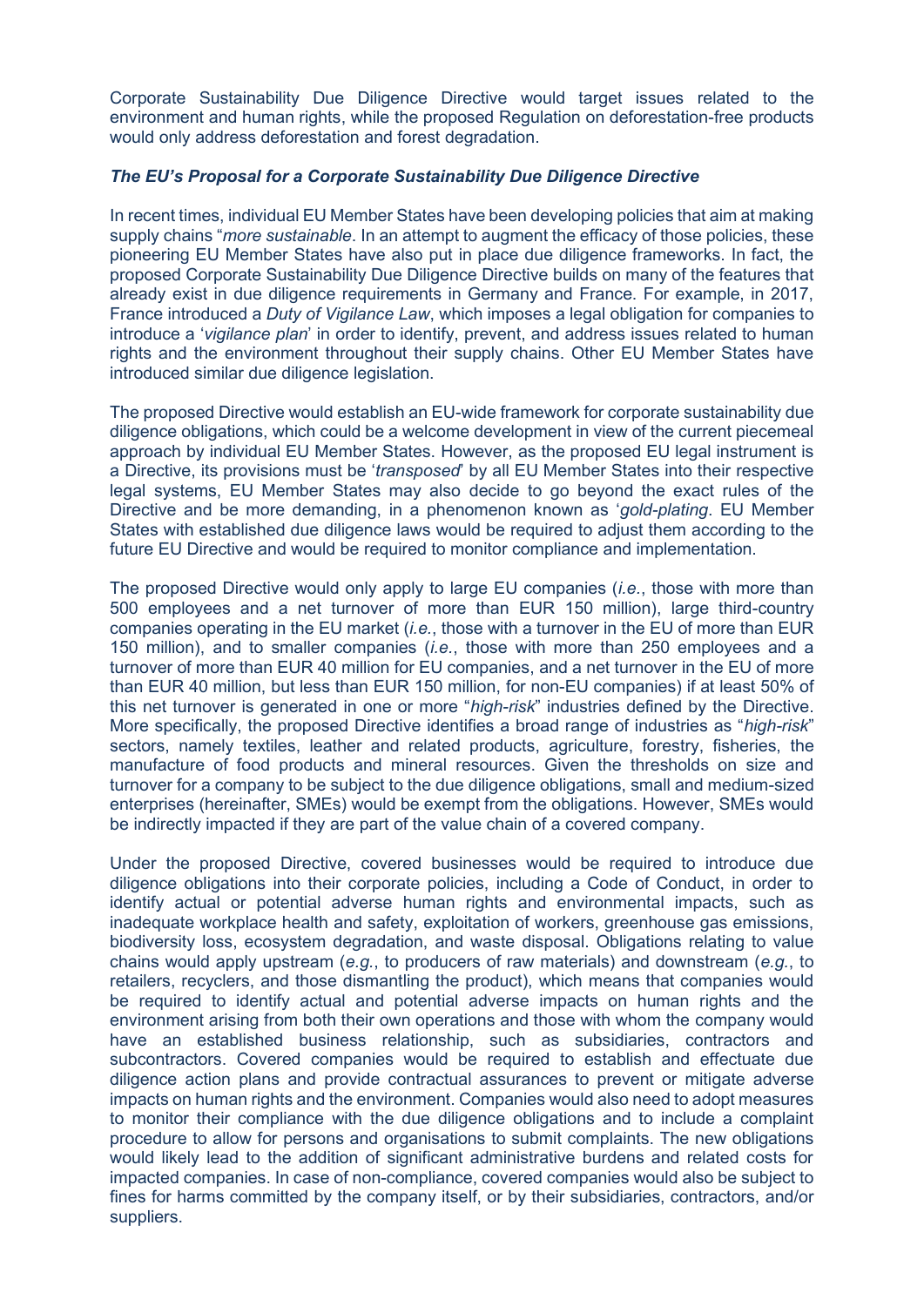Corporate Sustainability Due Diligence Directive would target issues related to the environment and human rights, while the proposed Regulation on deforestation-free products would only address deforestation and forest degradation.

***The EU's Proposal for a Corporate Sustainability Due Diligence Directive***

In recent times, individual EU Member States have been developing policies that aim at making supply chains "*more sustainable*. In an attempt to augment the efficacy of those policies, these pioneering EU Member States have also put in place due diligence frameworks. In fact, the proposed Corporate Sustainability Due Diligence Directive builds on many of the features that already exist in due diligence requirements in Germany and France. For example, in 2017, France introduced a *Duty of Vigilance Law*, which imposes a legal obligation for companies to introduce a '*vigilance plan*' in order to identify, prevent, and address issues related to human rights and the environment throughout their supply chains. Other EU Member States have introduced similar due diligence legislation.

The proposed Directive would establish an EU-wide framework for corporate sustainability due diligence obligations, which could be a welcome development in view of the current piecemeal approach by individual EU Member States. However, as the proposed EU legal instrument is a Directive, its provisions must be '*transposed*' by all EU Member States into their respective legal systems, EU Member States may also decide to go beyond the exact rules of the Directive and be more demanding, in a phenomenon known as '*gold-plating*. EU Member States with established due diligence laws would be required to adjust them according to the future EU Directive and would be required to monitor compliance and implementation.

The proposed Directive would only apply to large EU companies (*i.e.*, those with more than 500 employees and a net turnover of more than EUR 150 million), large third-country companies operating in the EU market (*i.e.*, those with a turnover in the EU of more than EUR 150 million), and to smaller companies (*i.e.*, those with more than 250 employees and a turnover of more than EUR 40 million for EU companies, and a net turnover in the EU of more than EUR 40 million, but less than EUR 150 million, for non-EU companies) if at least 50% of this net turnover is generated in one or more "*high-risk*" industries defined by the Directive. More specifically, the proposed Directive identifies a broad range of industries as "*high-risk*" sectors, namely textiles, leather and related products, agriculture, forestry, fisheries, the manufacture of food products and mineral resources. Given the thresholds on size and turnover for a company to be subject to the due diligence obligations, small and medium-sized enterprises (hereinafter, SMEs) would be exempt from the obligations. However, SMEs would be indirectly impacted if they are part of the value chain of a covered company.

Under the proposed Directive, covered businesses would be required to introduce due diligence obligations into their corporate policies, including a Code of Conduct, in order to identify actual or potential adverse human rights and environmental impacts, such as inadequate workplace health and safety, exploitation of workers, greenhouse gas emissions, biodiversity loss, ecosystem degradation, and waste disposal. Obligations relating to value chains would apply upstream (*e.g.*, to producers of raw materials) and downstream (*e.g.*, to retailers, recyclers, and those dismantling the product), which means that companies would be required to identify actual and potential adverse impacts on human rights and the environment arising from both their own operations and those with whom the company would have an established business relationship, such as subsidiaries, contractors and subcontractors. Covered companies would be required to establish and effectuate due diligence action plans and provide contractual assurances to prevent or mitigate adverse impacts on human rights and the environment. Companies would also need to adopt measures to monitor their compliance with the due diligence obligations and to include a complaint procedure to allow for persons and organisations to submit complaints. The new obligations would likely lead to the addition of significant administrative burdens and related costs for impacted companies. In case of non-compliance, covered companies would also be subject to fines for harms committed by the company itself, or by their subsidiaries, contractors, and/or suppliers.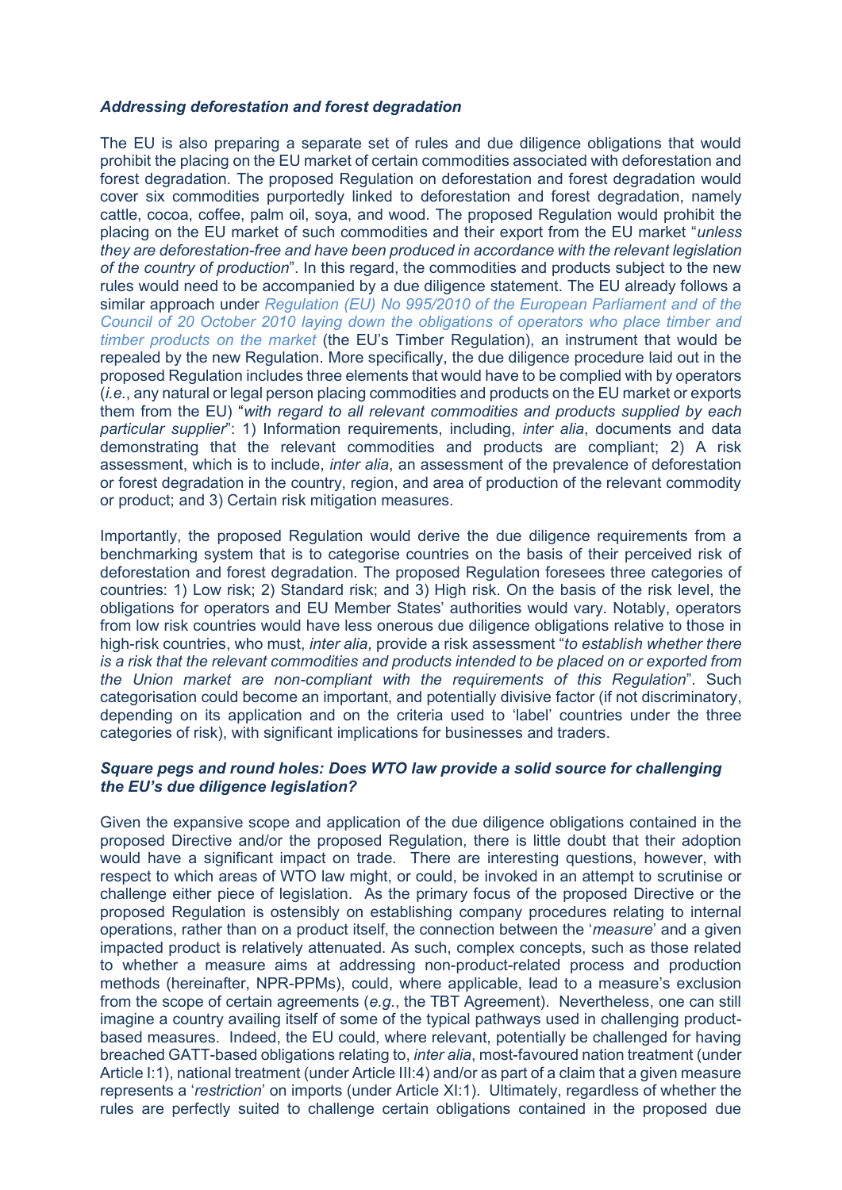### *Addressing deforestation and forest degradation*

The EU is also preparing a separate set of rules and due diligence obligations that would prohibit the placing on the EU market of certain commodities associated with deforestation and forest degradation. The proposed Regulation on deforestation and forest degradation would cover six commodities purportedly linked to deforestation and forest degradation, namely cattle, cocoa, coffee, palm oil, soya, and wood. The proposed Regulation would prohibit the placing on the EU market of such commodities and their export from the EU market "*unless they are deforestation-free and have been produced in accordance with the relevant legislation of the country of production*". In this regard, the commodities and products subject to the new rules would need to be accompanied by a due diligence statement. The EU already follows a similar approach under *Regulation (EU) No 995/2010 of the European Parliament and of the Council of 20 October 2010 laying down the obligations of operators who place timber and timber products on the market* (the EU's Timber Regulation), an instrument that would be repealed by the new Regulation. More specifically, the due diligence procedure laid out in the proposed Regulation includes three elements that would have to be complied with by operators (*i.e.*, any natural or legal person placing commodities and products on the EU market or exports them from the EU) "*with regard to all relevant commodities and products supplied by each particular supplier*": 1) Information requirements, including, *inter alia*, documents and data demonstrating that the relevant commodities and products are compliant; 2) A risk assessment, which is to include, *inter alia*, an assessment of the prevalence of deforestation or forest degradation in the country, region, and area of production of the relevant commodity or product; and 3) Certain risk mitigation measures.

Importantly, the proposed Regulation would derive the due diligence requirements from a benchmarking system that is to categorise countries on the basis of their perceived risk of deforestation and forest degradation. The proposed Regulation foresees three categories of countries: 1) Low risk; 2) Standard risk; and 3) High risk. On the basis of the risk level, the obligations for operators and EU Member States' authorities would vary. Notably, operators from low risk countries would have less onerous due diligence obligations relative to those in high-risk countries, who must, *inter alia*, provide a risk assessment "*to establish whether there is a risk that the relevant commodities and products intended to be placed on or exported from the Union market are non-compliant with the requirements of this Regulation*". Such categorisation could become an important, and potentially divisive factor (if not discriminatory, depending on its application and on the criteria used to 'label' countries under the three categories of risk), with significant implications for businesses and traders.

### *Square pegs and round holes: Does WTO law provide a solid source for challenging the EU's due diligence legislation?*

Given the expansive scope and application of the due diligence obligations contained in the proposed Directive and/or the proposed Regulation, there is little doubt that their adoption would have a significant impact on trade. There are interesting questions, however, with respect to which areas of WTO law might, or could, be invoked in an attempt to scrutinise or challenge either piece of legislation. As the primary focus of the proposed Directive or the proposed Regulation is ostensibly on establishing company procedures relating to internal operations, rather than on a product itself, the connection between the '*measure*' and a given impacted product is relatively attenuated. As such, complex concepts, such as those related to whether a measure aims at addressing non-product-related process and production methods (hereinafter, NPR-PPMs), could, where applicable, lead to a measure's exclusion from the scope of certain agreements (*e.g.*, the TBT Agreement). Nevertheless, one can still imagine a country availing itself of some of the typical pathways used in challenging product-based measures. Indeed, the EU could, where relevant, potentially be challenged for having breached GATT-based obligations relating to, *inter alia*, most-favoured nation treatment (under Article I:1), national treatment (under Article III:4) and/or as part of a claim that a given measure represents a '*restriction*' on imports (under Article XI:1). Ultimately, regardless of whether the rules are perfectly suited to challenge certain obligations contained in the proposed due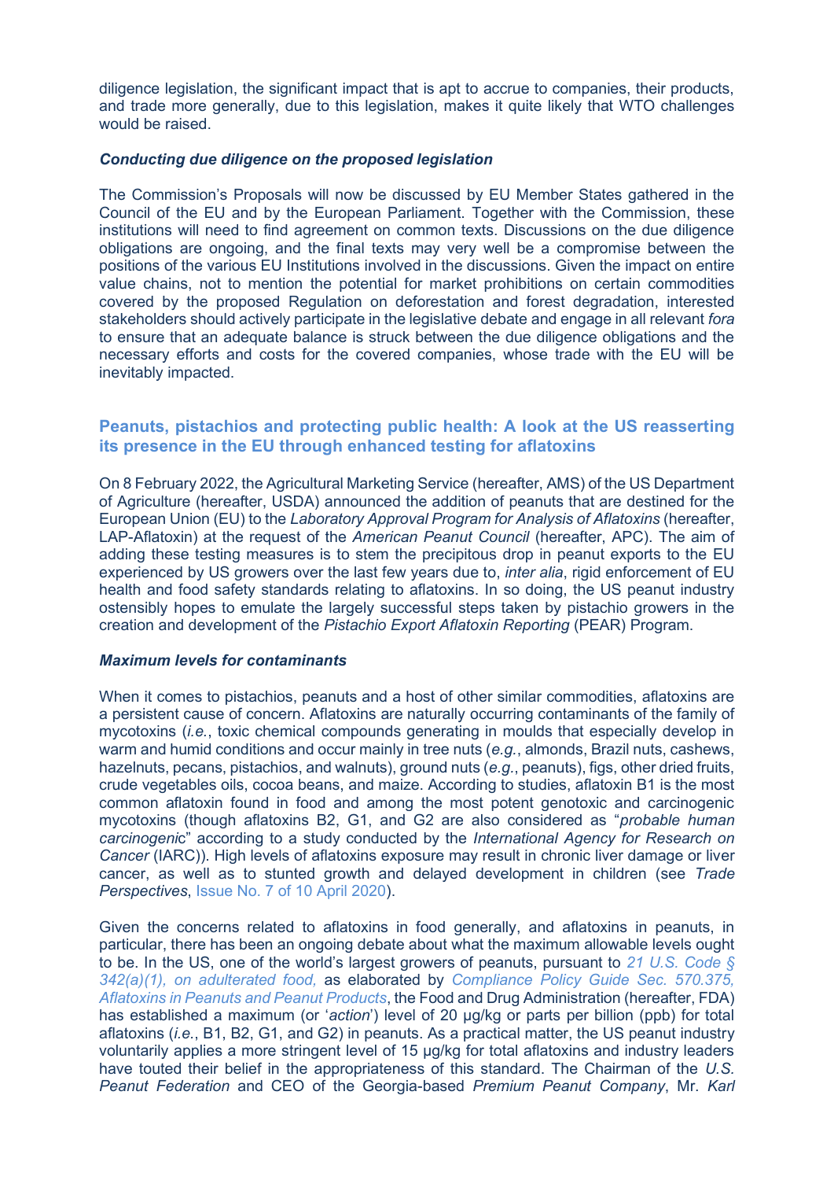diligence legislation, the significant impact that is apt to accrue to companies, their products, and trade more generally, due to this legislation, makes it quite likely that WTO challenges would be raised.

***Conducting due diligence on the proposed legislation***

The Commission's Proposals will now be discussed by EU Member States gathered in the Council of the EU and by the European Parliament. Together with the Commission, these institutions will need to find agreement on common texts. Discussions on the due diligence obligations are ongoing, and the final texts may very well be a compromise between the positions of the various EU Institutions involved in the discussions. Given the impact on entire value chains, not to mention the potential for market prohibitions on certain commodities covered by the proposed Regulation on deforestation and forest degradation, interested stakeholders should actively participate in the legislative debate and engage in all relevant *fora* to ensure that an adequate balance is struck between the due diligence obligations and the necessary efforts and costs for the covered companies, whose trade with the EU will be inevitably impacted.

## Peanuts, pistachios and protecting public health: A look at the US reasserting its presence in the EU through enhanced testing for aflatoxins

On 8 February 2022, the Agricultural Marketing Service (hereafter, AMS) of the US Department of Agriculture (hereafter, USDA) announced the addition of peanuts that are destined for the European Union (EU) to the *Laboratory Approval Program for Analysis of Aflatoxins* (hereafter, LAP-Aflatoxin) at the request of the *American Peanut Council* (hereafter, APC). The aim of adding these testing measures is to stem the precipitous drop in peanut exports to the EU experienced by US growers over the last few years due to, *inter alia*, rigid enforcement of EU health and food safety standards relating to aflatoxins. In so doing, the US peanut industry ostensibly hopes to emulate the largely successful steps taken by pistachio growers in the creation and development of the *Pistachio Export Aflatoxin Reporting* (PEAR) Program.

***Maximum levels for contaminants***

When it comes to pistachios, peanuts and a host of other similar commodities, aflatoxins are a persistent cause of concern. Aflatoxins are naturally occurring contaminants of the family of mycotoxins (*i.e.*, toxic chemical compounds generating in moulds that especially develop in warm and humid conditions and occur mainly in tree nuts (*e.g.*, almonds, Brazil nuts, cashews, hazelnuts, pecans, pistachios, and walnuts), ground nuts (*e.g.*, peanuts), figs, other dried fruits, crude vegetables oils, cocoa beans, and maize. According to studies, aflatoxin B1 is the most common aflatoxin found in food and among the most potent genotoxic and carcinogenic mycotoxins (though aflatoxins B2, G1, and G2 are also considered as "*probable human carcinogenic*" according to a study conducted by the *International Agency for Research on Cancer* (IARC)). High levels of aflatoxins exposure may result in chronic liver damage or liver cancer, as well as to stunted growth and delayed development in children (see *Trade Perspectives*, Issue No. 7 of 10 April 2020).

Given the concerns related to aflatoxins in food generally, and aflatoxins in peanuts, in particular, there has been an ongoing debate about what the maximum allowable levels ought to be. In the US, one of the world's largest growers of peanuts, pursuant to *21 U.S. Code § 342(a)(1), on adulterated food,* as elaborated by *Compliance Policy Guide Sec. 570.375, Aflatoxins in Peanuts and Peanut Products*, the Food and Drug Administration (hereafter, FDA) has established a maximum (or '*action*') level of 20 µg/kg or parts per billion (ppb) for total aflatoxins (*i.e.*, B1, B2, G1, and G2) in peanuts. As a practical matter, the US peanut industry voluntarily applies a more stringent level of 15 µg/kg for total aflatoxins and industry leaders have touted their belief in the appropriateness of this standard. The Chairman of the *U.S. Peanut Federation* and CEO of the Georgia-based *Premium Peanut Company*, Mr. *Karl*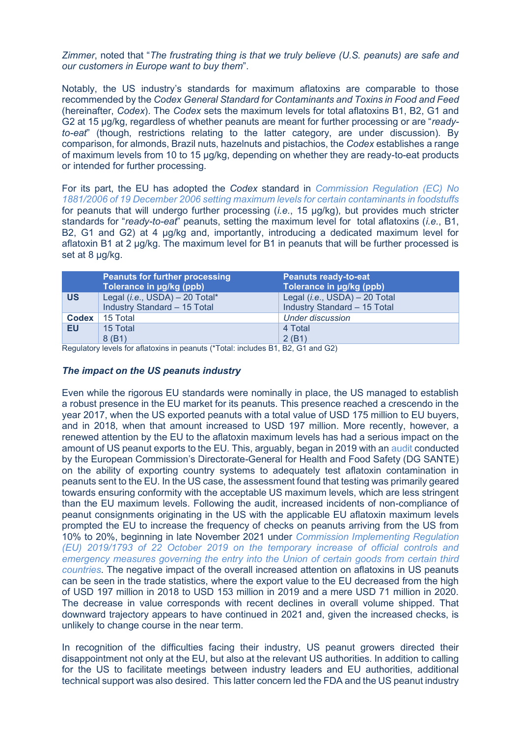*Zimmer*, noted that "*The frustrating thing is that we truly believe (U.S. peanuts) are safe and our customers in Europe want to buy them*".

Notably, the US industry's standards for maximum aflatoxins are comparable to those recommended by the *Codex General Standard for Contaminants and Toxins in Food and Feed* (hereinafter, *Codex*). The *Codex* sets the maximum levels for total aflatoxins B1, B2, G1 and G2 at 15 µg/kg, regardless of whether peanuts are meant for further processing or are "*ready-to-eat*" (though, restrictions relating to the latter category, are under discussion). By comparison, for almonds, Brazil nuts, hazelnuts and pistachios, the *Codex* establishes a range of maximum levels from 10 to 15 µg/kg, depending on whether they are ready-to-eat products or intended for further processing.

For its part, the EU has adopted the *Codex* standard in *Commission Regulation (EC) No 1881/2006 of 19 December 2006 setting maximum levels for certain contaminants in foodstuffs* for peanuts that will undergo further processing (*i.e.*, 15 µg/kg), but provides much stricter standards for "*ready-to-eat*" peanuts, setting the maximum level for total aflatoxins (*i.e.*, B1, B2, G1 and G2) at 4 µg/kg and, importantly, introducing a dedicated maximum level for aflatoxin B1 at 2 µg/kg. The maximum level for B1 in peanuts that will be further processed is set at 8 µg/kg.

| | Peanuts for further processing Tolerance in µg/kg (ppb) | Peanuts ready-to-eat Tolerance in µg/kg (ppb) |
|---|---|---|
| **US** | Legal (*i.e.*, USDA) – 20 Total*<br>Industry Standard – 15 Total | Legal (*i.e.*, USDA) – 20 Total<br>Industry Standard – 15 Total |
| **Codex** | 15 Total | *Under discussion* |
| **EU** | 15 Total<br>8 (B1) | 4 Total<br>2 (B1) |

Regulatory levels for aflatoxins in peanuts (*Total: includes B1, B2, G1 and G2)

### *The impact on the US peanuts industry*

Even while the rigorous EU standards were nominally in place, the US managed to establish a robust presence in the EU market for its peanuts. This presence reached a crescendo in the year 2017, when the US exported peanuts with a total value of USD 175 million to EU buyers, and in 2018, when that amount increased to USD 197 million. More recently, however, a renewed attention by the EU to the aflatoxin maximum levels has had a serious impact on the amount of US peanut exports to the EU. This, arguably, began in 2019 with an audit conducted by the European Commission's Directorate-General for Health and Food Safety (DG SANTE) on the ability of exporting country systems to adequately test aflatoxin contamination in peanuts sent to the EU. In the US case, the assessment found that testing was primarily geared towards ensuring conformity with the acceptable US maximum levels, which are less stringent than the EU maximum levels. Following the audit, increased incidents of non-compliance of peanut consignments originating in the US with the applicable EU aflatoxin maximum levels prompted the EU to increase the frequency of checks on peanuts arriving from the US from 10% to 20%, beginning in late November 2021 under *Commission Implementing Regulation (EU) 2019/1793 of 22 October 2019 on the temporary increase of official controls and emergency measures governing the entry into the Union of certain goods from certain third countries*. The negative impact of the overall increased attention on aflatoxins in US peanuts can be seen in the trade statistics, where the export value to the EU decreased from the high of USD 197 million in 2018 to USD 153 million in 2019 and a mere USD 71 million in 2020. The decrease in value corresponds with recent declines in overall volume shipped. That downward trajectory appears to have continued in 2021 and, given the increased checks, is unlikely to change course in the near term.

In recognition of the difficulties facing their industry, US peanut growers directed their disappointment not only at the EU, but also at the relevant US authorities. In addition to calling for the US to facilitate meetings between industry leaders and EU authorities, additional technical support was also desired. This latter concern led the FDA and the US peanut industry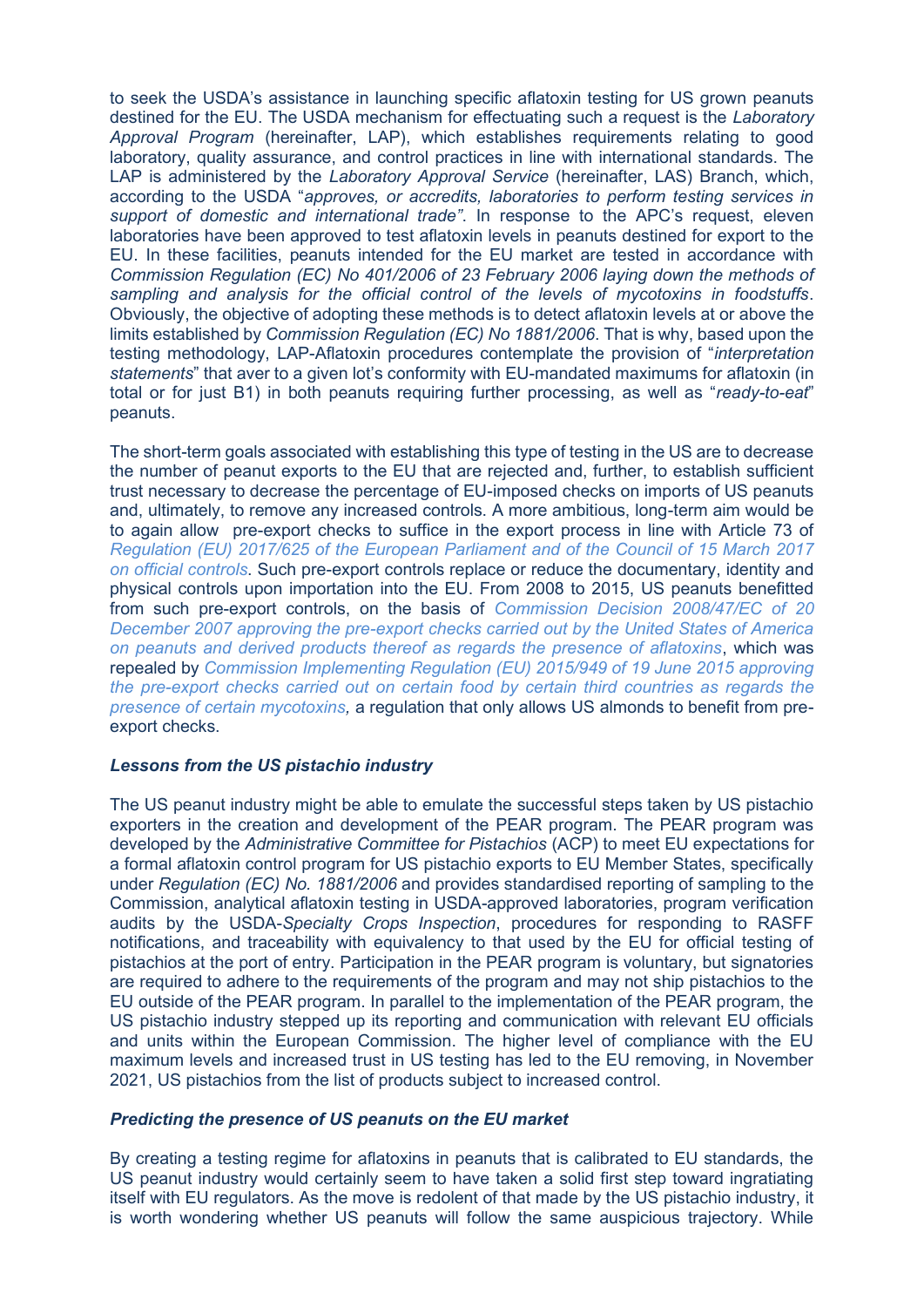to seek the USDA's assistance in launching specific aflatoxin testing for US grown peanuts destined for the EU. The USDA mechanism for effectuating such a request is the *Laboratory Approval Program* (hereinafter, LAP), which establishes requirements relating to good laboratory, quality assurance, and control practices in line with international standards. The LAP is administered by the *Laboratory Approval Service* (hereinafter, LAS) Branch, which, according to the USDA "*approves, or accredits, laboratories to perform testing services in support of domestic and international trade"*. In response to the APC's request, eleven laboratories have been approved to test aflatoxin levels in peanuts destined for export to the EU. In these facilities, peanuts intended for the EU market are tested in accordance with *Commission Regulation (EC) No 401/2006 of 23 February 2006 laying down the methods of sampling and analysis for the official control of the levels of mycotoxins in foodstuffs*. Obviously, the objective of adopting these methods is to detect aflatoxin levels at or above the limits established by *Commission Regulation (EC) No 1881/2006*. That is why, based upon the testing methodology, LAP-Aflatoxin procedures contemplate the provision of "*interpretation statements*" that aver to a given lot's conformity with EU-mandated maximums for aflatoxin (in total or for just B1) in both peanuts requiring further processing, as well as "*ready-to-eat*" peanuts.

The short-term goals associated with establishing this type of testing in the US are to decrease the number of peanut exports to the EU that are rejected and, further, to establish sufficient trust necessary to decrease the percentage of EU-imposed checks on imports of US peanuts and, ultimately, to remove any increased controls. A more ambitious, long-term aim would be to again allow pre-export checks to suffice in the export process in line with Article 73 of *Regulation (EU) 2017/625 of the European Parliament and of the Council of 15 March 2017 on official controls*. Such pre-export controls replace or reduce the documentary, identity and physical controls upon importation into the EU. From 2008 to 2015, US peanuts benefitted from such pre-export controls, on the basis of *Commission Decision 2008/47/EC of 20 December 2007 approving the pre-export checks carried out by the United States of America on peanuts and derived products thereof as regards the presence of aflatoxins*, which was repealed by *Commission Implementing Regulation (EU) 2015/949 of 19 June 2015 approving the pre-export checks carried out on certain food by certain third countries as regards the presence of certain mycotoxins,* a regulation that only allows US almonds to benefit from pre-export checks.

***Lessons from the US pistachio industry***

The US peanut industry might be able to emulate the successful steps taken by US pistachio exporters in the creation and development of the PEAR program. The PEAR program was developed by the *Administrative Committee for Pistachios* (ACP) to meet EU expectations for a formal aflatoxin control program for US pistachio exports to EU Member States, specifically under *Regulation (EC) No. 1881/2006* and provides standardised reporting of sampling to the Commission, analytical aflatoxin testing in USDA-approved laboratories, program verification audits by the USDA-*Specialty Crops Inspection*, procedures for responding to RASFF notifications, and traceability with equivalency to that used by the EU for official testing of pistachios at the port of entry. Participation in the PEAR program is voluntary, but signatories are required to adhere to the requirements of the program and may not ship pistachios to the EU outside of the PEAR program. In parallel to the implementation of the PEAR program, the US pistachio industry stepped up its reporting and communication with relevant EU officials and units within the European Commission. The higher level of compliance with the EU maximum levels and increased trust in US testing has led to the EU removing, in November 2021, US pistachios from the list of products subject to increased control.

***Predicting the presence of US peanuts on the EU market***

By creating a testing regime for aflatoxins in peanuts that is calibrated to EU standards, the US peanut industry would certainly seem to have taken a solid first step toward ingratiating itself with EU regulators. As the move is redolent of that made by the US pistachio industry, it is worth wondering whether US peanuts will follow the same auspicious trajectory. While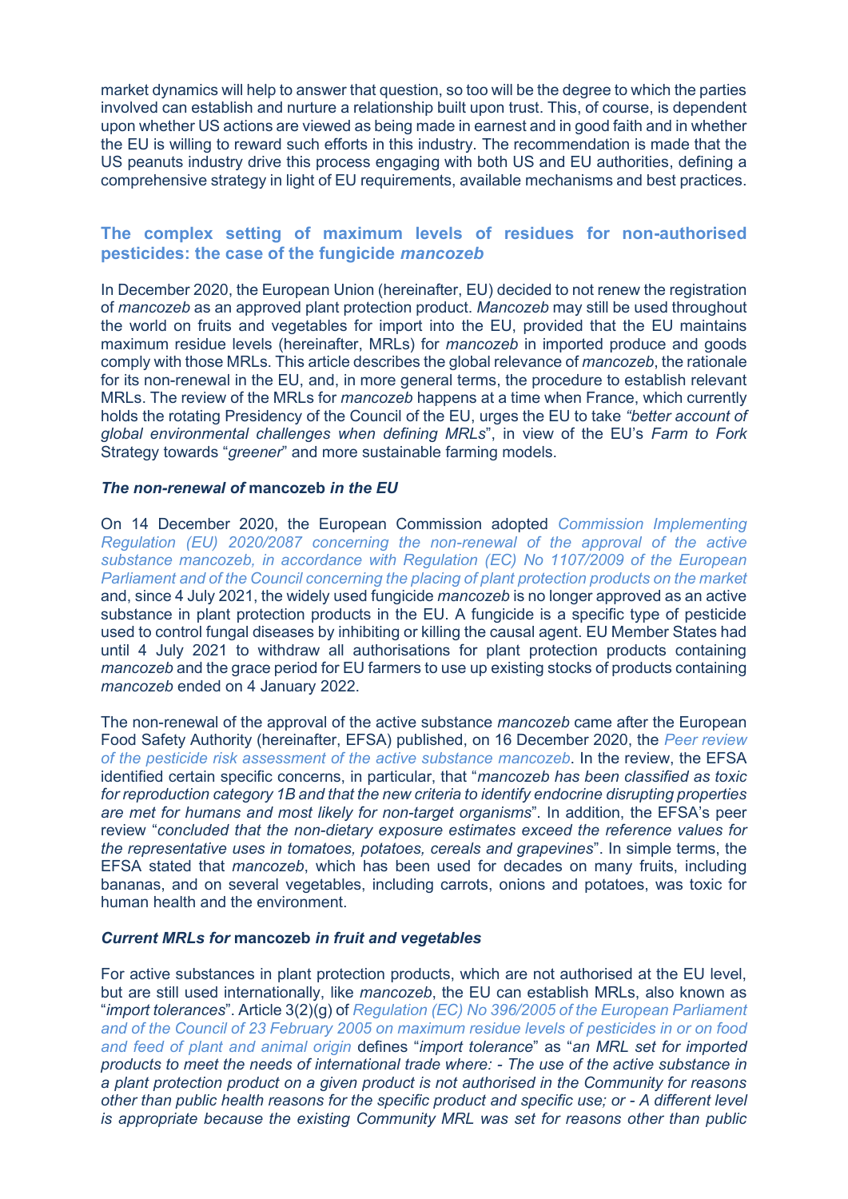market dynamics will help to answer that question, so too will be the degree to which the parties involved can establish and nurture a relationship built upon trust. This, of course, is dependent upon whether US actions are viewed as being made in earnest and in good faith and in whether the EU is willing to reward such efforts in this industry. The recommendation is made that the US peanuts industry drive this process engaging with both US and EU authorities, defining a comprehensive strategy in light of EU requirements, available mechanisms and best practices.

## The complex setting of maximum levels of residues for non-authorised pesticides: the case of the fungicide *mancozeb*

In December 2020, the European Union (hereinafter, EU) decided to not renew the registration of *mancozeb* as an approved plant protection product. *Mancozeb* may still be used throughout the world on fruits and vegetables for import into the EU, provided that the EU maintains maximum residue levels (hereinafter, MRLs) for *mancozeb* in imported produce and goods comply with those MRLs. This article describes the global relevance of *mancozeb*, the rationale for its non-renewal in the EU, and, in more general terms, the procedure to establish relevant MRLs. The review of the MRLs for *mancozeb* happens at a time when France, which currently holds the rotating Presidency of the Council of the EU, urges the EU to take *"better account of global environmental challenges when defining MRLs"*, in view of the EU's *Farm to Fork* Strategy towards "*greener*" and more sustainable farming models.

### *The non-renewal of* **mancozeb** *in the EU*

On 14 December 2020, the European Commission adopted *Commission Implementing Regulation (EU) 2020/2087 concerning the non-renewal of the approval of the active substance mancozeb, in accordance with Regulation (EC) No 1107/2009 of the European Parliament and of the Council concerning the placing of plant protection products on the market* and, since 4 July 2021, the widely used fungicide *mancozeb* is no longer approved as an active substance in plant protection products in the EU. A fungicide is a specific type of pesticide used to control fungal diseases by inhibiting or killing the causal agent. EU Member States had until 4 July 2021 to withdraw all authorisations for plant protection products containing *mancozeb* and the grace period for EU farmers to use up existing stocks of products containing *mancozeb* ended on 4 January 2022.

The non-renewal of the approval of the active substance *mancozeb* came after the European Food Safety Authority (hereinafter, EFSA) published, on 16 December 2020, the *Peer review of the pesticide risk assessment of the active substance mancozeb*. In the review, the EFSA identified certain specific concerns, in particular, that "*mancozeb has been classified as toxic for reproduction category 1B and that the new criteria to identify endocrine disrupting properties are met for humans and most likely for non-target organisms*". In addition, the EFSA's peer review "*concluded that the non-dietary exposure estimates exceed the reference values for the representative uses in tomatoes, potatoes, cereals and grapevines*". In simple terms, the EFSA stated that *mancozeb*, which has been used for decades on many fruits, including bananas, and on several vegetables, including carrots, onions and potatoes, was toxic for human health and the environment.

### *Current MRLs for* **mancozeb** *in fruit and vegetables*

For active substances in plant protection products, which are not authorised at the EU level, but are still used internationally, like *mancozeb*, the EU can establish MRLs, also known as "*import tolerances*". Article 3(2)(g) of *Regulation (EC) No 396/2005 of the European Parliament and of the Council of 23 February 2005 on maximum residue levels of pesticides in or on food and feed of plant and animal origin* defines "*import tolerance*" as "*an MRL set for imported products to meet the needs of international trade where: - The use of the active substance in a plant protection product on a given product is not authorised in the Community for reasons other than public health reasons for the specific product and specific use; or - A different level is appropriate because the existing Community MRL was set for reasons other than public*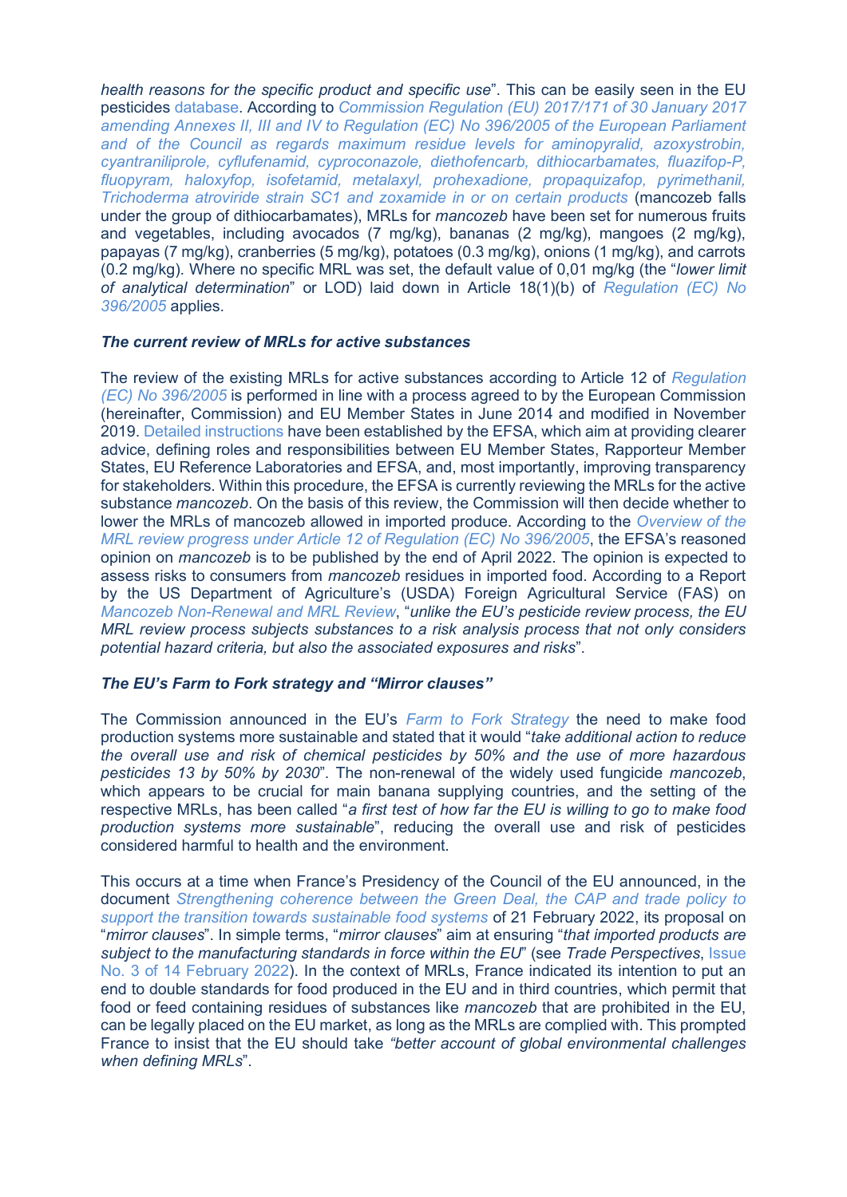*health reasons for the specific product and specific use*". This can be easily seen in the EU pesticides database. According to *Commission Regulation (EU) 2017/171 of 30 January 2017 amending Annexes II, III and IV to Regulation (EC) No 396/2005 of the European Parliament and of the Council as regards maximum residue levels for aminopyralid, azoxystrobin, cyantraniliprole, cyflufenamid, cyproconazole, diethofencarb, dithiocarbamates, fluazifop-P, fluopyram, haloxyfop, isofetamid, metalaxyl, prohexadione, propaquizafop, pyrimethanil, Trichoderma atroviride strain SC1 and zoxamide in or on certain products* (mancozeb falls under the group of dithiocarbamates), MRLs for *mancozeb* have been set for numerous fruits and vegetables, including avocados (7 mg/kg), bananas (2 mg/kg), mangoes (2 mg/kg), papayas (7 mg/kg), cranberries (5 mg/kg), potatoes (0.3 mg/kg), onions (1 mg/kg), and carrots (0.2 mg/kg). Where no specific MRL was set, the default value of 0,01 mg/kg (the "*lower limit of analytical determination*" or LOD) laid down in Article 18(1)(b) of *Regulation (EC) No 396/2005* applies.

### *The current review of MRLs for active substances*

The review of the existing MRLs for active substances according to Article 12 of *Regulation (EC) No 396/2005* is performed in line with a process agreed to by the European Commission (hereinafter, Commission) and EU Member States in June 2014 and modified in November 2019. Detailed instructions have been established by the EFSA, which aim at providing clearer advice, defining roles and responsibilities between EU Member States, Rapporteur Member States, EU Reference Laboratories and EFSA, and, most importantly, improving transparency for stakeholders. Within this procedure, the EFSA is currently reviewing the MRLs for the active substance *mancozeb*. On the basis of this review, the Commission will then decide whether to lower the MRLs of mancozeb allowed in imported produce. According to the *Overview of the MRL review progress under Article 12 of Regulation (EC) No 396/2005*, the EFSA's reasoned opinion on *mancozeb* is to be published by the end of April 2022. The opinion is expected to assess risks to consumers from *mancozeb* residues in imported food. According to a Report by the US Department of Agriculture's (USDA) Foreign Agricultural Service (FAS) on *Mancozeb Non-Renewal and MRL Review*, "*unlike the EU's pesticide review process, the EU MRL review process subjects substances to a risk analysis process that not only considers potential hazard criteria, but also the associated exposures and risks*".

### *The EU's Farm to Fork strategy and "Mirror clauses"*

The Commission announced in the EU's *Farm to Fork Strategy* the need to make food production systems more sustainable and stated that it would "*take additional action to reduce the overall use and risk of chemical pesticides by 50% and the use of more hazardous pesticides 13 by 50% by 2030*". The non-renewal of the widely used fungicide *mancozeb*, which appears to be crucial for main banana supplying countries, and the setting of the respective MRLs, has been called "*a first test of how far the EU is willing to go to make food production systems more sustainable*", reducing the overall use and risk of pesticides considered harmful to health and the environment.

This occurs at a time when France's Presidency of the Council of the EU announced, in the document *Strengthening coherence between the Green Deal, the CAP and trade policy to support the transition towards sustainable food systems* of 21 February 2022, its proposal on "*mirror clauses*". In simple terms, "*mirror clauses*" aim at ensuring "*that imported products are subject to the manufacturing standards in force within the EU*" (see *Trade Perspectives*, Issue No. 3 of 14 February 2022). In the context of MRLs, France indicated its intention to put an end to double standards for food produced in the EU and in third countries, which permit that food or feed containing residues of substances like *mancozeb* that are prohibited in the EU, can be legally placed on the EU market, as long as the MRLs are complied with. This prompted France to insist that the EU should take *"better account of global environmental challenges when defining MRLs*".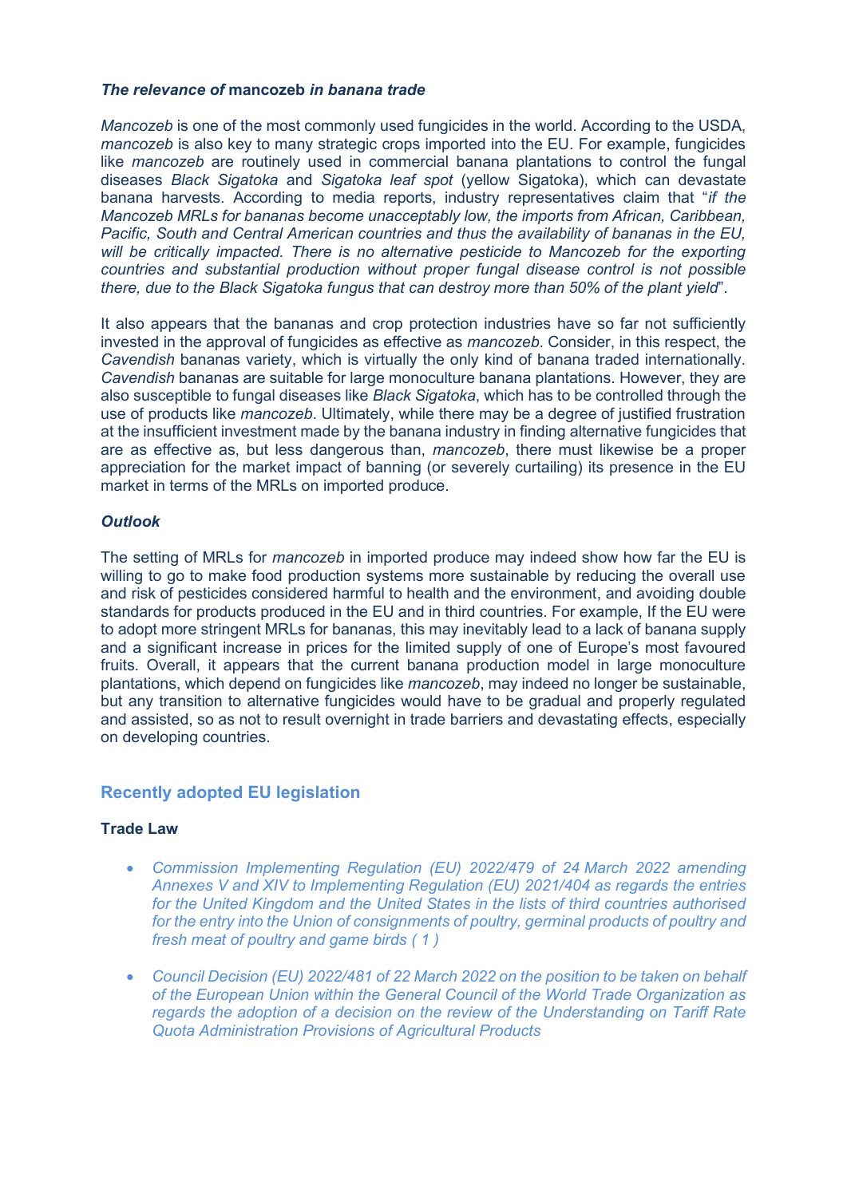### *The relevance of* **mancozeb** *in banana trade*

*Mancozeb* is one of the most commonly used fungicides in the world. According to the USDA, *mancozeb* is also key to many strategic crops imported into the EU. For example, fungicides like *mancozeb* are routinely used in commercial banana plantations to control the fungal diseases *Black Sigatoka* and *Sigatoka leaf spot* (yellow Sigatoka), which can devastate banana harvests. According to media reports, industry representatives claim that "*if the Mancozeb MRLs for bananas become unacceptably low, the imports from African, Caribbean, Pacific, South and Central American countries and thus the availability of bananas in the EU, will be critically impacted. There is no alternative pesticide to Mancozeb for the exporting countries and substantial production without proper fungal disease control is not possible there, due to the Black Sigatoka fungus that can destroy more than 50% of the plant yield*".

It also appears that the bananas and crop protection industries have so far not sufficiently invested in the approval of fungicides as effective as *mancozeb*. Consider, in this respect, the *Cavendish* bananas variety, which is virtually the only kind of banana traded internationally. *Cavendish* bananas are suitable for large monoculture banana plantations. However, they are also susceptible to fungal diseases like *Black Sigatoka*, which has to be controlled through the use of products like *mancozeb*. Ultimately, while there may be a degree of justified frustration at the insufficient investment made by the banana industry in finding alternative fungicides that are as effective as, but less dangerous than, *mancozeb*, there must likewise be a proper appreciation for the market impact of banning (or severely curtailing) its presence in the EU market in terms of the MRLs on imported produce.

### *Outlook*

The setting of MRLs for *mancozeb* in imported produce may indeed show how far the EU is willing to go to make food production systems more sustainable by reducing the overall use and risk of pesticides considered harmful to health and the environment, and avoiding double standards for products produced in the EU and in third countries. For example, If the EU were to adopt more stringent MRLs for bananas, this may inevitably lead to a lack of banana supply and a significant increase in prices for the limited supply of one of Europe's most favoured fruits. Overall, it appears that the current banana production model in large monoculture plantations, which depend on fungicides like *mancozeb*, may indeed no longer be sustainable, but any transition to alternative fungicides would have to be gradual and properly regulated and assisted, so as not to result overnight in trade barriers and devastating effects, especially on developing countries.

## Recently adopted EU legislation

### Trade Law

- *Commission Implementing Regulation (EU) 2022/479 of 24 March 2022 amending Annexes V and XIV to Implementing Regulation (EU) 2021/404 as regards the entries for the United Kingdom and the United States in the lists of third countries authorised for the entry into the Union of consignments of poultry, germinal products of poultry and fresh meat of poultry and game birds ( 1 )*

- *Council Decision (EU) 2022/481 of 22 March 2022 on the position to be taken on behalf of the European Union within the General Council of the World Trade Organization as regards the adoption of a decision on the review of the Understanding on Tariff Rate Quota Administration Provisions of Agricultural Products*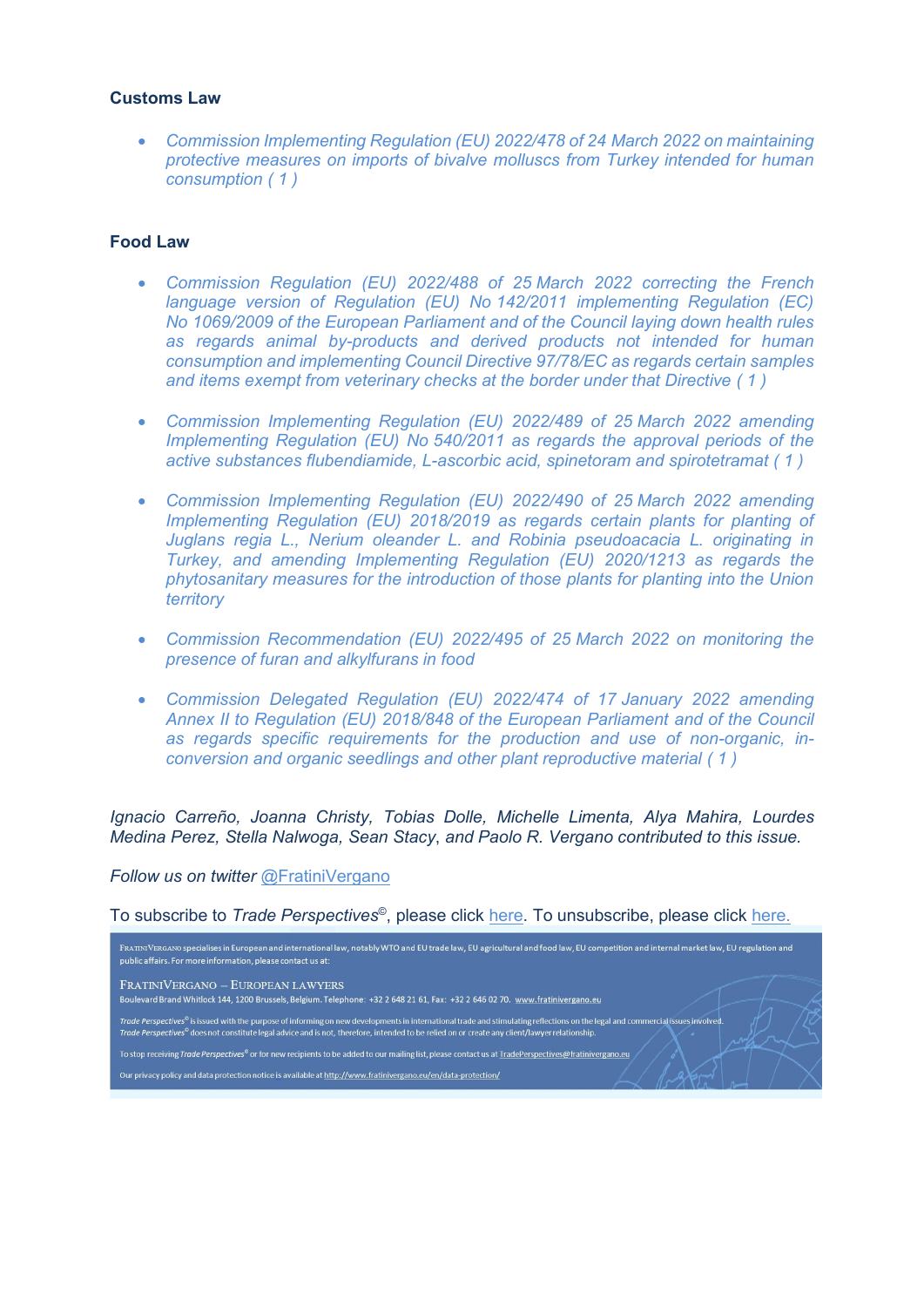**Customs Law**

- *Commission Implementing Regulation (EU) 2022/478 of 24 March 2022 on maintaining protective measures on imports of bivalve molluscs from Turkey intended for human consumption ( 1 )*

**Food Law**

- *Commission Regulation (EU) 2022/488 of 25 March 2022 correcting the French language version of Regulation (EU) No 142/2011 implementing Regulation (EC) No 1069/2009 of the European Parliament and of the Council laying down health rules as regards animal by-products and derived products not intended for human consumption and implementing Council Directive 97/78/EC as regards certain samples and items exempt from veterinary checks at the border under that Directive ( 1 )*

- *Commission Implementing Regulation (EU) 2022/489 of 25 March 2022 amending Implementing Regulation (EU) No 540/2011 as regards the approval periods of the active substances flubendiamide, L-ascorbic acid, spinetoram and spirotetramat ( 1 )*

- *Commission Implementing Regulation (EU) 2022/490 of 25 March 2022 amending Implementing Regulation (EU) 2018/2019 as regards certain plants for planting of Juglans regia L., Nerium oleander L. and Robinia pseudoacacia L. originating in Turkey, and amending Implementing Regulation (EU) 2020/1213 as regards the phytosanitary measures for the introduction of those plants for planting into the Union territory*

- *Commission Recommendation (EU) 2022/495 of 25 March 2022 on monitoring the presence of furan and alkylfurans in food*

- *Commission Delegated Regulation (EU) 2022/474 of 17 January 2022 amending Annex II to Regulation (EU) 2018/848 of the European Parliament and of the Council as regards specific requirements for the production and use of non-organic, in-conversion and organic seedlings and other plant reproductive material ( 1 )*

*Ignacio Carreño, Joanna Christy, Tobias Dolle, Michelle Limenta, Alya Mahira, Lourdes Medina Perez, Stella Nalwoga, Sean Stacy, and Paolo R. Vergano contributed to this issue.*

*Follow us on twitter* @FratiniVergano

To subscribe to *Trade Perspectives*©, please click here. To unsubscribe, please click here.

FRATINIVERGANO specialises in European and international law, notably WTO and EU trade law, EU agricultural and food law, EU competition and internal market law, EU regulation and public affairs. For more information, please contact us at:

FRATINIVERGANO – EUROPEAN LAWYERS
Boulevard Brand Whitlock 144, 1200 Brussels, Belgium. Telephone: +32 2 648 21 61, Fax: +32 2 646 02 70. www.fratinivergano.eu

*Trade Perspectives*© is issued with the purpose of informing on new developments in international trade and stimulating reflections on the legal and commercial issues involved.
*Trade Perspectives*© does not constitute legal advice and is not, therefore, intended to be relied on or create any client/lawyer relationship.

To stop receiving *Trade Perspectives*© or for new recipients to be added to our mailing list, please contact us at TradePerspectives@fratinivergano.eu

Our privacy policy and data protection notice is available at http://www.fratinivergano.eu/en/data-protection/